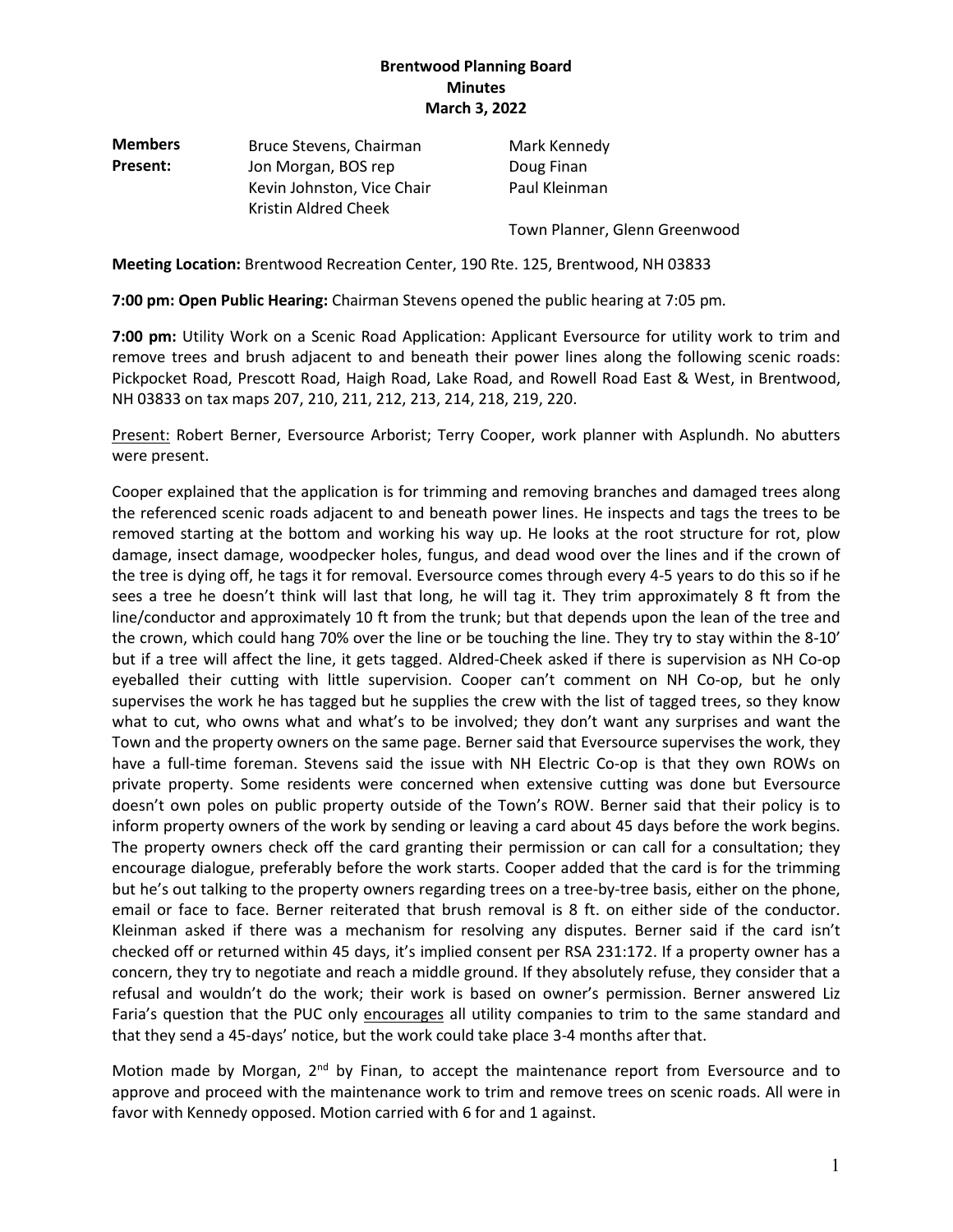**Brentwood Planning Board**
**Minutes**
**March 3, 2022**

| **Members Present:** | Bruce Stevens, Chairman | Mark Kennedy |
|---|---|---|
| | Jon Morgan, BOS rep | Doug Finan |
| | Kevin Johnston, Vice Chair | Paul Kleinman |
| | Kristin Aldred Cheek | |
| | | Town Planner, Glenn Greenwood |

**Meeting Location:** Brentwood Recreation Center, 190 Rte. 125, Brentwood, NH 03833

**7:00 pm: Open Public Hearing:** Chairman Stevens opened the public hearing at 7:05 pm.

**7:00 pm:** Utility Work on a Scenic Road Application: Applicant Eversource for utility work to trim and remove trees and brush adjacent to and beneath their power lines along the following scenic roads: Pickpocket Road, Prescott Road, Haigh Road, Lake Road, and Rowell Road East & West, in Brentwood, NH 03833 on tax maps 207, 210, 211, 212, 213, 214, 218, 219, 220.

Present: Robert Berner, Eversource Arborist; Terry Cooper, work planner with Asplundh. No abutters were present.

Cooper explained that the application is for trimming and removing branches and damaged trees along the referenced scenic roads adjacent to and beneath power lines. He inspects and tags the trees to be removed starting at the bottom and working his way up. He looks at the root structure for rot, plow damage, insect damage, woodpecker holes, fungus, and dead wood over the lines and if the crown of the tree is dying off, he tags it for removal. Eversource comes through every 4-5 years to do this so if he sees a tree he doesn't think will last that long, he will tag it. They trim approximately 8 ft from the line/conductor and approximately 10 ft from the trunk; but that depends upon the lean of the tree and the crown, which could hang 70% over the line or be touching the line. They try to stay within the 8-10' but if a tree will affect the line, it gets tagged. Aldred-Cheek asked if there is supervision as NH Co-op eyeballed their cutting with little supervision. Cooper can't comment on NH Co-op, but he only supervises the work he has tagged but he supplies the crew with the list of tagged trees, so they know what to cut, who owns what and what's to be involved; they don't want any surprises and want the Town and the property owners on the same page. Berner said that Eversource supervises the work, they have a full-time foreman. Stevens said the issue with NH Electric Co-op is that they own ROWs on private property. Some residents were concerned when extensive cutting was done but Eversource doesn't own poles on public property outside of the Town's ROW. Berner said that their policy is to inform property owners of the work by sending or leaving a card about 45 days before the work begins. The property owners check off the card granting their permission or can call for a consultation; they encourage dialogue, preferably before the work starts. Cooper added that the card is for the trimming but he's out talking to the property owners regarding trees on a tree-by-tree basis, either on the phone, email or face to face. Berner reiterated that brush removal is 8 ft. on either side of the conductor. Kleinman asked if there was a mechanism for resolving any disputes. Berner said if the card isn't checked off or returned within 45 days, it's implied consent per RSA 231:172. If a property owner has a concern, they try to negotiate and reach a middle ground. If they absolutely refuse, they consider that a refusal and wouldn't do the work; their work is based on owner's permission. Berner answered Liz Faria's question that the PUC only encourages all utility companies to trim to the same standard and that they send a 45-days' notice, but the work could take place 3-4 months after that.

Motion made by Morgan, 2nd by Finan, to accept the maintenance report from Eversource and to approve and proceed with the maintenance work to trim and remove trees on scenic roads. All were in favor with Kennedy opposed. Motion carried with 6 for and 1 against.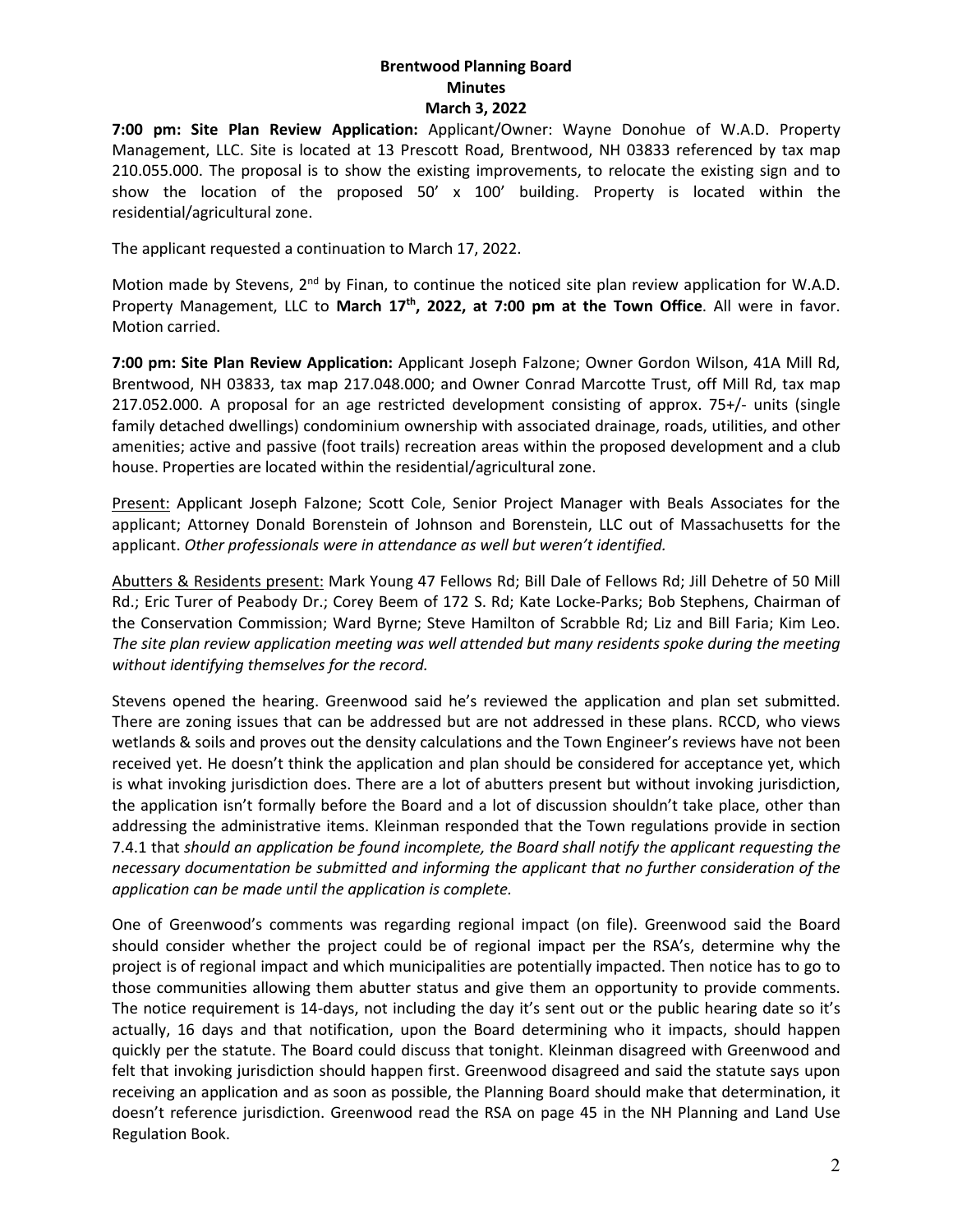**Brentwood Planning Board**
**Minutes**
**March 3, 2022**

**7:00 pm: Site Plan Review Application:** Applicant/Owner: Wayne Donohue of W.A.D. Property Management, LLC. Site is located at 13 Prescott Road, Brentwood, NH 03833 referenced by tax map 210.055.000. The proposal is to show the existing improvements, to relocate the existing sign and to show the location of the proposed 50' x 100' building. Property is located within the residential/agricultural zone.

The applicant requested a continuation to March 17, 2022.

Motion made by Stevens, 2nd by Finan, to continue the noticed site plan review application for W.A.D. Property Management, LLC to **March 17th, 2022, at 7:00 pm at the Town Office**. All were in favor. Motion carried.

**7:00 pm: Site Plan Review Application:** Applicant Joseph Falzone; Owner Gordon Wilson, 41A Mill Rd, Brentwood, NH 03833, tax map 217.048.000; and Owner Conrad Marcotte Trust, off Mill Rd, tax map 217.052.000. A proposal for an age restricted development consisting of approx. 75+/- units (single family detached dwellings) condominium ownership with associated drainage, roads, utilities, and other amenities; active and passive (foot trails) recreation areas within the proposed development and a club house. Properties are located within the residential/agricultural zone.

Present: Applicant Joseph Falzone; Scott Cole, Senior Project Manager with Beals Associates for the applicant; Attorney Donald Borenstein of Johnson and Borenstein, LLC out of Massachusetts for the applicant. *Other professionals were in attendance as well but weren't identified.*

Abutters & Residents present: Mark Young 47 Fellows Rd; Bill Dale of Fellows Rd; Jill Dehetre of 50 Mill Rd.; Eric Turer of Peabody Dr.; Corey Beem of 172 S. Rd; Kate Locke-Parks; Bob Stephens, Chairman of the Conservation Commission; Ward Byrne; Steve Hamilton of Scrabble Rd; Liz and Bill Faria; Kim Leo. *The site plan review application meeting was well attended but many residents spoke during the meeting without identifying themselves for the record.*

Stevens opened the hearing. Greenwood said he's reviewed the application and plan set submitted. There are zoning issues that can be addressed but are not addressed in these plans. RCCD, who views wetlands & soils and proves out the density calculations and the Town Engineer's reviews have not been received yet. He doesn't think the application and plan should be considered for acceptance yet, which is what invoking jurisdiction does. There are a lot of abutters present but without invoking jurisdiction, the application isn't formally before the Board and a lot of discussion shouldn't take place, other than addressing the administrative items. Kleinman responded that the Town regulations provide in section 7.4.1 that *should an application be found incomplete, the Board shall notify the applicant requesting the necessary documentation be submitted and informing the applicant that no further consideration of the application can be made until the application is complete.*

One of Greenwood's comments was regarding regional impact (on file). Greenwood said the Board should consider whether the project could be of regional impact per the RSA's, determine why the project is of regional impact and which municipalities are potentially impacted. Then notice has to go to those communities allowing them abutter status and give them an opportunity to provide comments. The notice requirement is 14-days, not including the day it's sent out or the public hearing date so it's actually, 16 days and that notification, upon the Board determining who it impacts, should happen quickly per the statute. The Board could discuss that tonight. Kleinman disagreed with Greenwood and felt that invoking jurisdiction should happen first. Greenwood disagreed and said the statute says upon receiving an application and as soon as possible, the Planning Board should make that determination, it doesn't reference jurisdiction. Greenwood read the RSA on page 45 in the NH Planning and Land Use Regulation Book.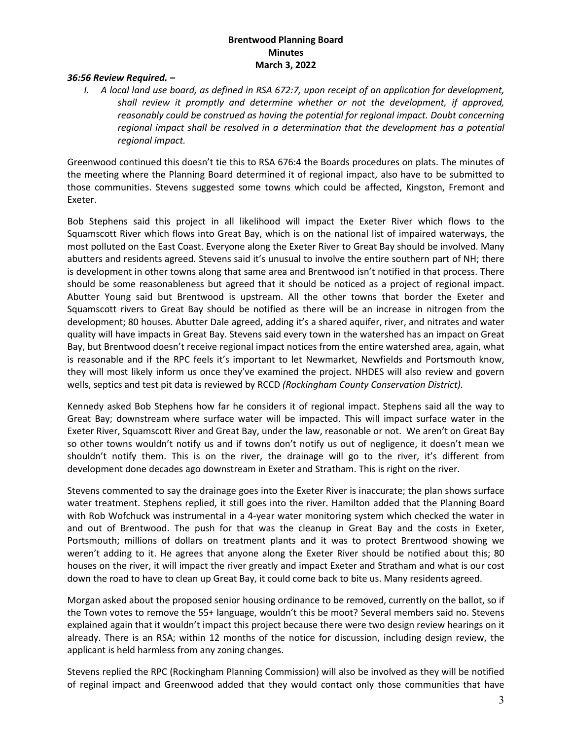***36:56 Review Required. –***

*I. A local land use board, as defined in RSA 672:7, upon receipt of an application for development, shall review it promptly and determine whether or not the development, if approved, reasonably could be construed as having the potential for regional impact. Doubt concerning regional impact shall be resolved in a determination that the development has a potential regional impact.*

Greenwood continued this doesn't tie this to RSA 676:4 the Boards procedures on plats. The minutes of the meeting where the Planning Board determined it of regional impact, also have to be submitted to those communities. Stevens suggested some towns which could be affected, Kingston, Fremont and Exeter.

Bob Stephens said this project in all likelihood will impact the Exeter River which flows to the Squamscott River which flows into Great Bay, which is on the national list of impaired waterways, the most polluted on the East Coast. Everyone along the Exeter River to Great Bay should be involved. Many abutters and residents agreed. Stevens said it's unusual to involve the entire southern part of NH; there is development in other towns along that same area and Brentwood isn't notified in that process. There should be some reasonableness but agreed that it should be noticed as a project of regional impact. Abutter Young said but Brentwood is upstream. All the other towns that border the Exeter and Squamscott rivers to Great Bay should be notified as there will be an increase in nitrogen from the development; 80 houses. Abutter Dale agreed, adding it's a shared aquifer, river, and nitrates and water quality will have impacts in Great Bay. Stevens said every town in the watershed has an impact on Great Bay, but Brentwood doesn't receive regional impact notices from the entire watershed area, again, what is reasonable and if the RPC feels it's important to let Newmarket, Newfields and Portsmouth know, they will most likely inform us once they've examined the project. NHDES will also review and govern wells, septics and test pit data is reviewed by RCCD *(Rockingham County Conservation District).*

Kennedy asked Bob Stephens how far he considers it of regional impact. Stephens said all the way to Great Bay; downstream where surface water will be impacted. This will impact surface water in the Exeter River, Squamscott River and Great Bay, under the law, reasonable or not. We aren't on Great Bay so other towns wouldn't notify us and if towns don't notify us out of negligence, it doesn't mean we shouldn't notify them. This is on the river, the drainage will go to the river, it's different from development done decades ago downstream in Exeter and Stratham. This is right on the river.

Stevens commented to say the drainage goes into the Exeter River is inaccurate; the plan shows surface water treatment. Stephens replied, it still goes into the river. Hamilton added that the Planning Board with Rob Wofchuck was instrumental in a 4-year water monitoring system which checked the water in and out of Brentwood. The push for that was the cleanup in Great Bay and the costs in Exeter, Portsmouth; millions of dollars on treatment plants and it was to protect Brentwood showing we weren't adding to it. He agrees that anyone along the Exeter River should be notified about this; 80 houses on the river, it will impact the river greatly and impact Exeter and Stratham and what is our cost down the road to have to clean up Great Bay, it could come back to bite us. Many residents agreed.

Morgan asked about the proposed senior housing ordinance to be removed, currently on the ballot, so if the Town votes to remove the 55+ language, wouldn't this be moot? Several members said no. Stevens explained again that it wouldn't impact this project because there were two design review hearings on it already. There is an RSA; within 12 months of the notice for discussion, including design review, the applicant is held harmless from any zoning changes.

Stevens replied the RPC (Rockingham Planning Commission) will also be involved as they will be notified of reginal impact and Greenwood added that they would contact only those communities that have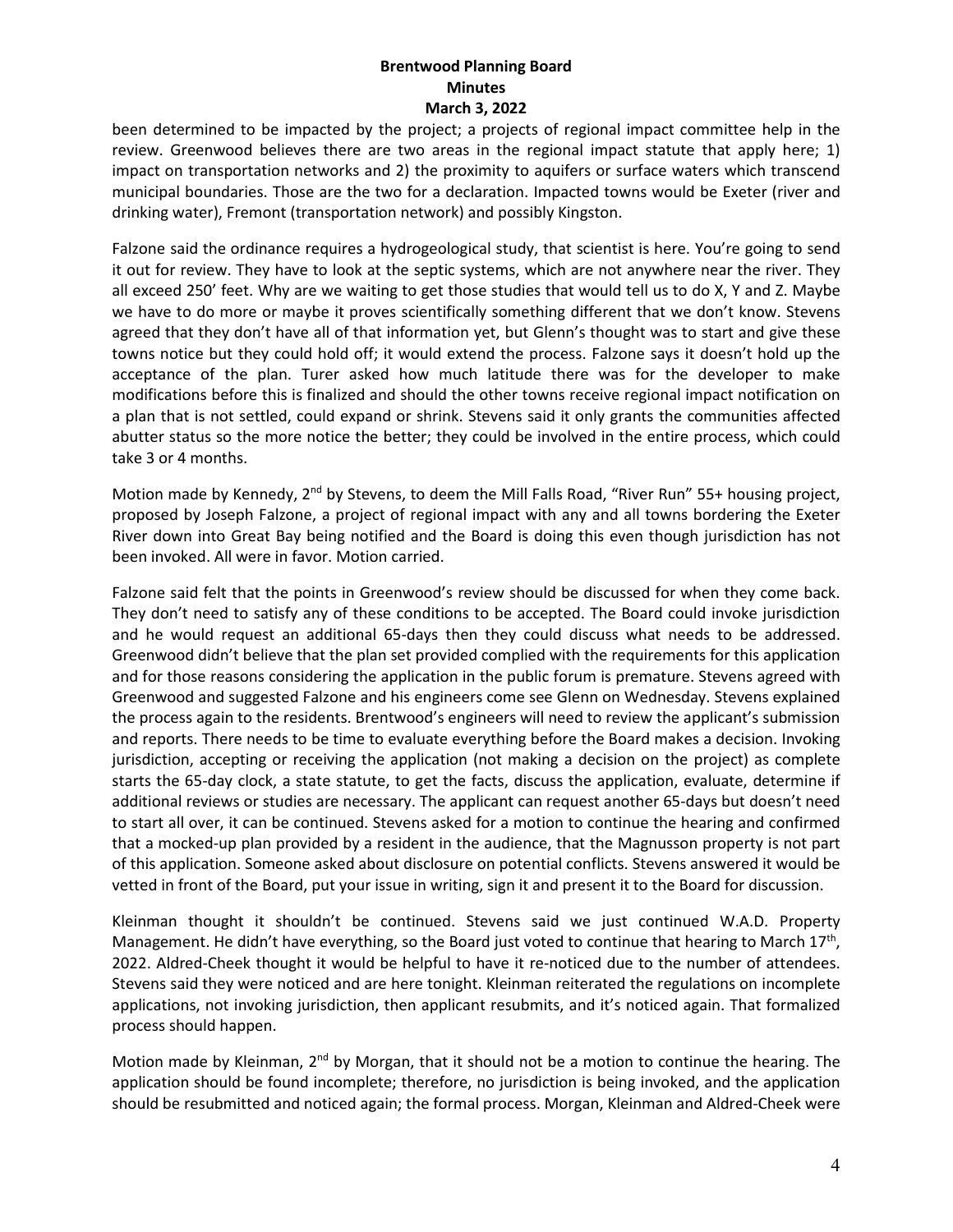been determined to be impacted by the project; a projects of regional impact committee help in the review. Greenwood believes there are two areas in the regional impact statute that apply here; 1) impact on transportation networks and 2) the proximity to aquifers or surface waters which transcend municipal boundaries. Those are the two for a declaration. Impacted towns would be Exeter (river and drinking water), Fremont (transportation network) and possibly Kingston.

Falzone said the ordinance requires a hydrogeological study, that scientist is here. You're going to send it out for review. They have to look at the septic systems, which are not anywhere near the river. They all exceed 250' feet. Why are we waiting to get those studies that would tell us to do X, Y and Z. Maybe we have to do more or maybe it proves scientifically something different that we don't know. Stevens agreed that they don't have all of that information yet, but Glenn's thought was to start and give these towns notice but they could hold off; it would extend the process. Falzone says it doesn't hold up the acceptance of the plan. Turer asked how much latitude there was for the developer to make modifications before this is finalized and should the other towns receive regional impact notification on a plan that is not settled, could expand or shrink. Stevens said it only grants the communities affected abutter status so the more notice the better; they could be involved in the entire process, which could take 3 or 4 months.

Motion made by Kennedy, 2nd by Stevens, to deem the Mill Falls Road, "River Run" 55+ housing project, proposed by Joseph Falzone, a project of regional impact with any and all towns bordering the Exeter River down into Great Bay being notified and the Board is doing this even though jurisdiction has not been invoked. All were in favor. Motion carried.

Falzone said felt that the points in Greenwood's review should be discussed for when they come back. They don't need to satisfy any of these conditions to be accepted. The Board could invoke jurisdiction and he would request an additional 65-days then they could discuss what needs to be addressed. Greenwood didn't believe that the plan set provided complied with the requirements for this application and for those reasons considering the application in the public forum is premature. Stevens agreed with Greenwood and suggested Falzone and his engineers come see Glenn on Wednesday. Stevens explained the process again to the residents. Brentwood's engineers will need to review the applicant's submission and reports. There needs to be time to evaluate everything before the Board makes a decision. Invoking jurisdiction, accepting or receiving the application (not making a decision on the project) as complete starts the 65-day clock, a state statute, to get the facts, discuss the application, evaluate, determine if additional reviews or studies are necessary. The applicant can request another 65-days but doesn't need to start all over, it can be continued. Stevens asked for a motion to continue the hearing and confirmed that a mocked-up plan provided by a resident in the audience, that the Magnusson property is not part of this application. Someone asked about disclosure on potential conflicts. Stevens answered it would be vetted in front of the Board, put your issue in writing, sign it and present it to the Board for discussion.

Kleinman thought it shouldn't be continued. Stevens said we just continued W.A.D. Property Management. He didn't have everything, so the Board just voted to continue that hearing to March 17th, 2022. Aldred-Cheek thought it would be helpful to have it re-noticed due to the number of attendees. Stevens said they were noticed and are here tonight. Kleinman reiterated the regulations on incomplete applications, not invoking jurisdiction, then applicant resubmits, and it's noticed again. That formalized process should happen.

Motion made by Kleinman, 2nd by Morgan, that it should not be a motion to continue the hearing. The application should be found incomplete; therefore, no jurisdiction is being invoked, and the application should be resubmitted and noticed again; the formal process. Morgan, Kleinman and Aldred-Cheek were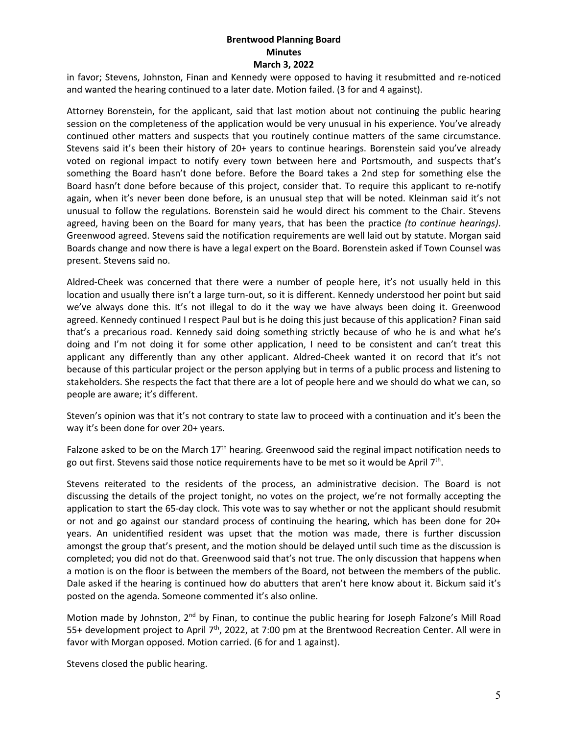in favor; Stevens, Johnston, Finan and Kennedy were opposed to having it resubmitted and re-noticed and wanted the hearing continued to a later date. Motion failed. (3 for and 4 against).

Attorney Borenstein, for the applicant, said that last motion about not continuing the public hearing session on the completeness of the application would be very unusual in his experience. You've already continued other matters and suspects that you routinely continue matters of the same circumstance. Stevens said it's been their history of 20+ years to continue hearings. Borenstein said you've already voted on regional impact to notify every town between here and Portsmouth, and suspects that's something the Board hasn't done before. Before the Board takes a 2nd step for something else the Board hasn't done before because of this project, consider that. To require this applicant to re-notify again, when it's never been done before, is an unusual step that will be noted. Kleinman said it's not unusual to follow the regulations. Borenstein said he would direct his comment to the Chair. Stevens agreed, having been on the Board for many years, that has been the practice *(to continue hearings)*. Greenwood agreed. Stevens said the notification requirements are well laid out by statute. Morgan said Boards change and now there is have a legal expert on the Board. Borenstein asked if Town Counsel was present. Stevens said no.

Aldred-Cheek was concerned that there were a number of people here, it's not usually held in this location and usually there isn't a large turn-out, so it is different. Kennedy understood her point but said we've always done this. It's not illegal to do it the way we have always been doing it. Greenwood agreed. Kennedy continued I respect Paul but is he doing this just because of this application? Finan said that's a precarious road. Kennedy said doing something strictly because of who he is and what he's doing and I'm not doing it for some other application, I need to be consistent and can't treat this applicant any differently than any other applicant. Aldred-Cheek wanted it on record that it's not because of this particular project or the person applying but in terms of a public process and listening to stakeholders. She respects the fact that there are a lot of people here and we should do what we can, so people are aware; it's different.

Steven's opinion was that it's not contrary to state law to proceed with a continuation and it's been the way it's been done for over 20+ years.

Falzone asked to be on the March 17th hearing. Greenwood said the reginal impact notification needs to go out first. Stevens said those notice requirements have to be met so it would be April 7th.

Stevens reiterated to the residents of the process, an administrative decision. The Board is not discussing the details of the project tonight, no votes on the project, we're not formally accepting the application to start the 65-day clock. This vote was to say whether or not the applicant should resubmit or not and go against our standard process of continuing the hearing, which has been done for 20+ years. An unidentified resident was upset that the motion was made, there is further discussion amongst the group that's present, and the motion should be delayed until such time as the discussion is completed; you did not do that. Greenwood said that's not true. The only discussion that happens when a motion is on the floor is between the members of the Board, not between the members of the public. Dale asked if the hearing is continued how do abutters that aren't here know about it. Bickum said it's posted on the agenda. Someone commented it's also online.

Motion made by Johnston, 2nd by Finan, to continue the public hearing for Joseph Falzone's Mill Road 55+ development project to April 7th, 2022, at 7:00 pm at the Brentwood Recreation Center. All were in favor with Morgan opposed. Motion carried. (6 for and 1 against).

Stevens closed the public hearing.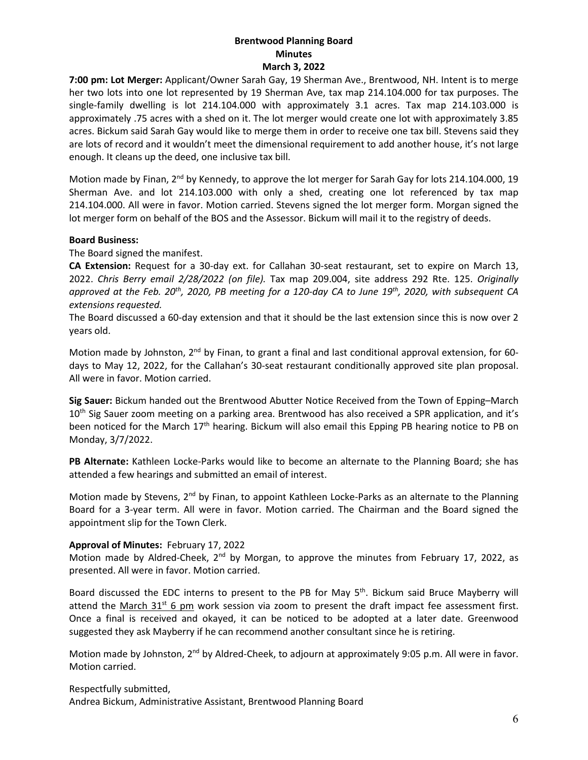**Brentwood Planning Board**
**Minutes**
**March 3, 2022**

**7:00 pm: Lot Merger:** Applicant/Owner Sarah Gay, 19 Sherman Ave., Brentwood, NH. Intent is to merge her two lots into one lot represented by 19 Sherman Ave, tax map 214.104.000 for tax purposes. The single-family dwelling is lot 214.104.000 with approximately 3.1 acres. Tax map 214.103.000 is approximately .75 acres with a shed on it. The lot merger would create one lot with approximately 3.85 acres. Bickum said Sarah Gay would like to merge them in order to receive one tax bill. Stevens said they are lots of record and it wouldn't meet the dimensional requirement to add another house, it's not large enough. It cleans up the deed, one inclusive tax bill.

Motion made by Finan, 2nd by Kennedy, to approve the lot merger for Sarah Gay for lots 214.104.000, 19 Sherman Ave. and lot 214.103.000 with only a shed, creating one lot referenced by tax map 214.104.000. All were in favor. Motion carried. Stevens signed the lot merger form. Morgan signed the lot merger form on behalf of the BOS and the Assessor. Bickum will mail it to the registry of deeds.

**Board Business:**

The Board signed the manifest.

**CA Extension:** Request for a 30-day ext. for Callahan 30-seat restaurant, set to expire on March 13, 2022. *Chris Berry email 2/28/2022 (on file).* Tax map 209.004, site address 292 Rte. 125. *Originally approved at the Feb. 20th, 2020, PB meeting for a 120-day CA to June 19th, 2020, with subsequent CA extensions requested.*

The Board discussed a 60-day extension and that it should be the last extension since this is now over 2 years old.

Motion made by Johnston, 2nd by Finan, to grant a final and last conditional approval extension, for 60-days to May 12, 2022, for the Callahan's 30-seat restaurant conditionally approved site plan proposal. All were in favor. Motion carried.

**Sig Sauer:** Bickum handed out the Brentwood Abutter Notice Received from the Town of Epping–March 10th Sig Sauer zoom meeting on a parking area. Brentwood has also received a SPR application, and it's been noticed for the March 17th hearing. Bickum will also email this Epping PB hearing notice to PB on Monday, 3/7/2022.

**PB Alternate:** Kathleen Locke-Parks would like to become an alternate to the Planning Board; she has attended a few hearings and submitted an email of interest.

Motion made by Stevens, 2nd by Finan, to appoint Kathleen Locke-Parks as an alternate to the Planning Board for a 3-year term. All were in favor. Motion carried. The Chairman and the Board signed the appointment slip for the Town Clerk.

**Approval of Minutes:** February 17, 2022

Motion made by Aldred-Cheek, 2nd by Morgan, to approve the minutes from February 17, 2022, as presented. All were in favor. Motion carried.

Board discussed the EDC interns to present to the PB for May 5th. Bickum said Bruce Mayberry will attend the March 31st 6 pm work session via zoom to present the draft impact fee assessment first. Once a final is received and okayed, it can be noticed to be adopted at a later date. Greenwood suggested they ask Mayberry if he can recommend another consultant since he is retiring.

Motion made by Johnston, 2nd by Aldred-Cheek, to adjourn at approximately 9:05 p.m. All were in favor. Motion carried.

Respectfully submitted,
Andrea Bickum, Administrative Assistant, Brentwood Planning Board